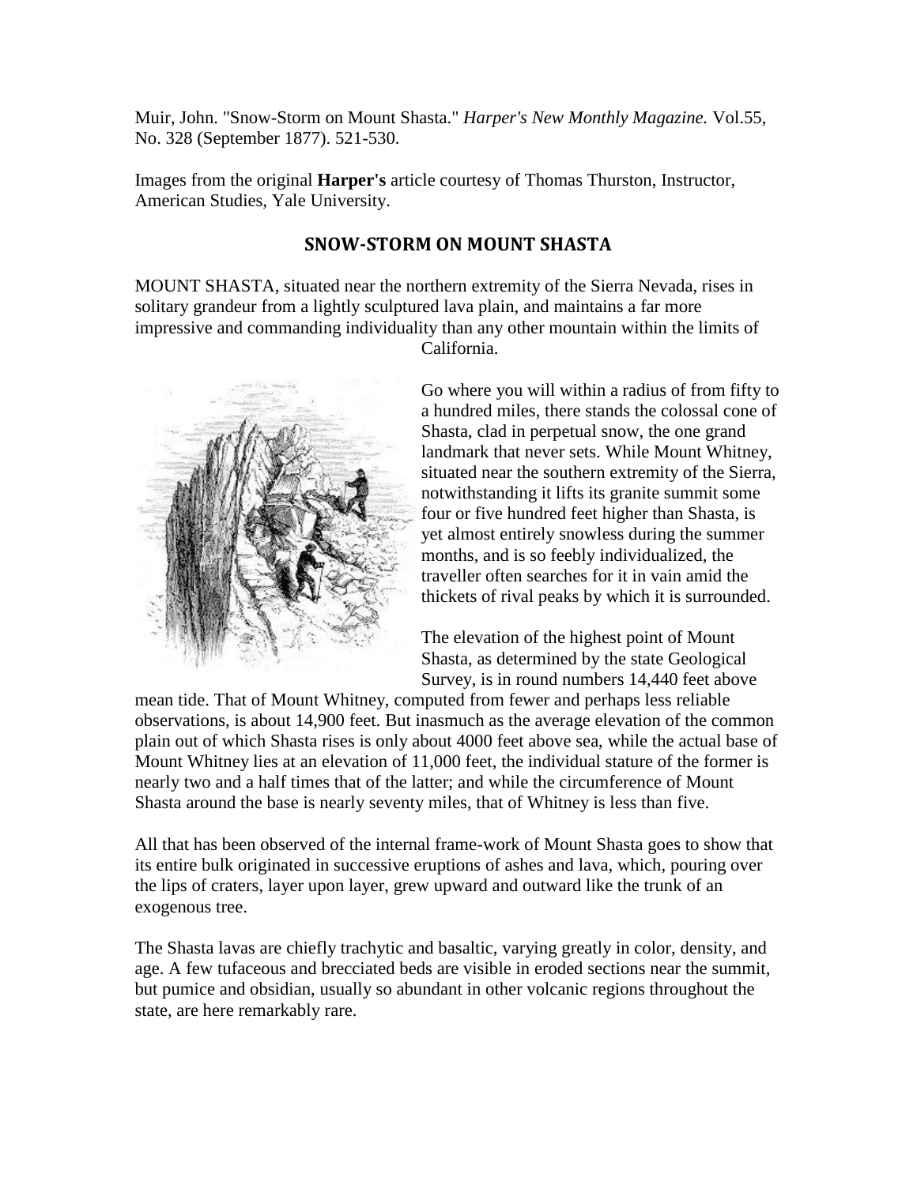Muir, John. "Snow-Storm on Mount Shasta." *Harper's New Monthly Magazine.* Vol.55, No. 328 (September 1877). 521-530.

Images from the original **Harper's** article courtesy of Thomas Thurston, Instructor, American Studies, Yale University.

## SNOW-STORM ON MOUNT SHASTA

MOUNT SHASTA, situated near the northern extremity of the Sierra Nevada, rises in solitary grandeur from a lightly sculptured lava plain, and maintains a far more impressive and commanding individuality than any other mountain within the limits of California.

Go where you will within a radius of from fifty to a hundred miles, there stands the colossal cone of Shasta, clad in perpetual snow, the one grand landmark that never sets. While Mount Whitney, situated near the southern extremity of the Sierra, notwithstanding it lifts its granite summit some four or five hundred feet higher than Shasta, is yet almost entirely snowless during the summer months, and is so feebly individualized, the traveller often searches for it in vain amid the thickets of rival peaks by which it is surrounded.

The elevation of the highest point of Mount Shasta, as determined by the state Geological Survey, is in round numbers 14,440 feet above mean tide. That of Mount Whitney, computed from fewer and perhaps less reliable observations, is about 14,900 feet. But inasmuch as the average elevation of the common plain out of which Shasta rises is only about 4000 feet above sea, while the actual base of Mount Whitney lies at an elevation of 11,000 feet, the individual stature of the former is nearly two and a half times that of the latter; and while the circumference of Mount Shasta around the base is nearly seventy miles, that of Whitney is less than five.

All that has been observed of the internal frame-work of Mount Shasta goes to show that its entire bulk originated in successive eruptions of ashes and lava, which, pouring over the lips of craters, layer upon layer, grew upward and outward like the trunk of an exogenous tree.

The Shasta lavas are chiefly trachytic and basaltic, varying greatly in color, density, and age. A few tufaceous and brecciated beds are visible in eroded sections near the summit, but pumice and obsidian, usually so abundant in other volcanic regions throughout the state, are here remarkably rare.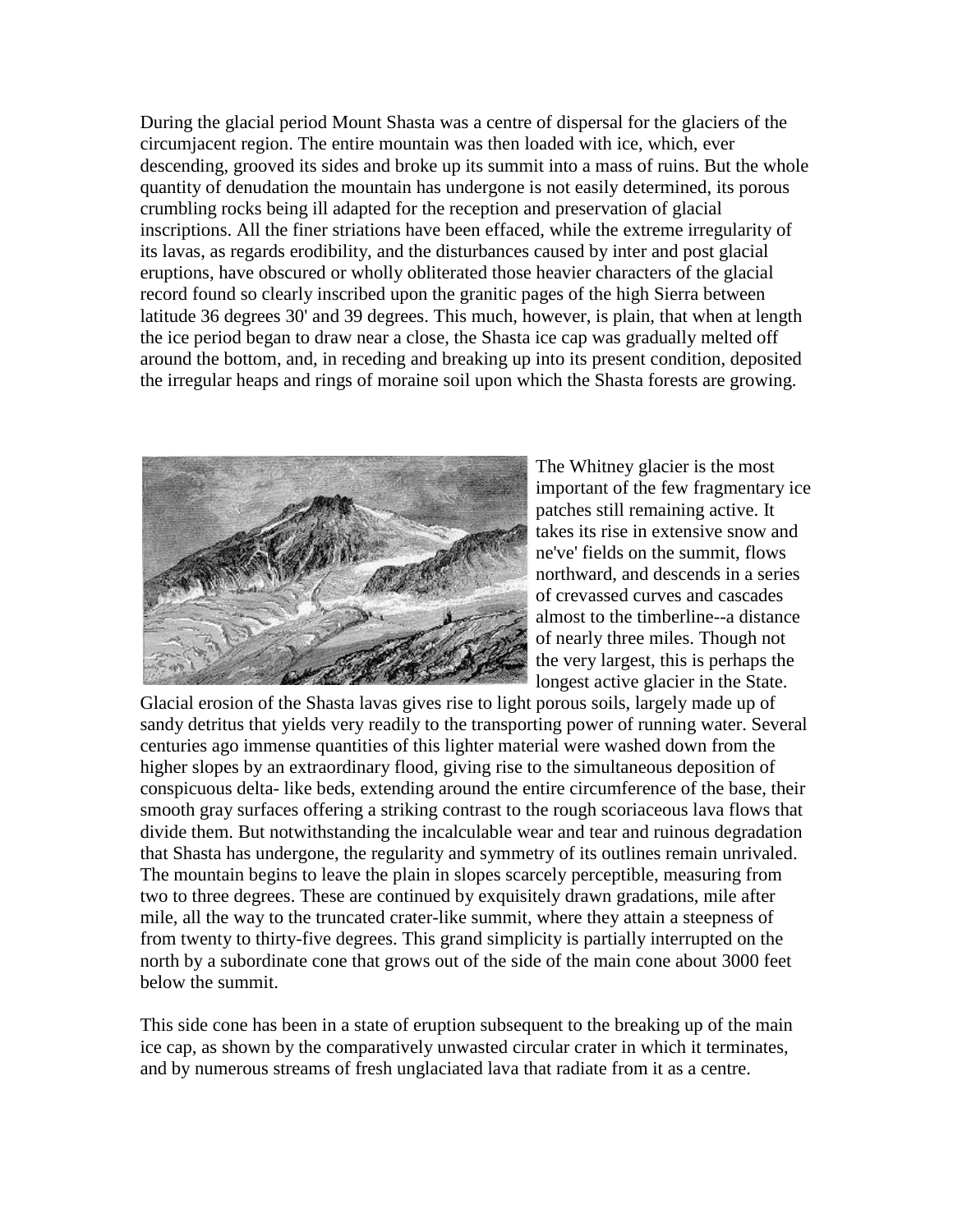During the glacial period Mount Shasta was a centre of dispersal for the glaciers of the circumjacent region. The entire mountain was then loaded with ice, which, ever descending, grooved its sides and broke up its summit into a mass of ruins. But the whole quantity of denudation the mountain has undergone is not easily determined, its porous crumbling rocks being ill adapted for the reception and preservation of glacial inscriptions. All the finer striations have been effaced, while the extreme irregularity of its lavas, as regards erodibility, and the disturbances caused by inter and post glacial eruptions, have obscured or wholly obliterated those heavier characters of the glacial record found so clearly inscribed upon the granitic pages of the high Sierra between latitude 36 degrees 30' and 39 degrees. This much, however, is plain, that when at length the ice period began to draw near a close, the Shasta ice cap was gradually melted off around the bottom, and, in receding and breaking up into its present condition, deposited the irregular heaps and rings of moraine soil upon which the Shasta forests are growing.

The Whitney glacier is the most important of the few fragmentary ice patches still remaining active. It takes its rise in extensive snow and ne've' fields on the summit, flows northward, and descends in a series of crevassed curves and cascades almost to the timberline--a distance of nearly three miles. Though not the very largest, this is perhaps the longest active glacier in the State. Glacial erosion of the Shasta lavas gives rise to light porous soils, largely made up of sandy detritus that yields very readily to the transporting power of running water. Several centuries ago immense quantities of this lighter material were washed down from the higher slopes by an extraordinary flood, giving rise to the simultaneous deposition of conspicuous delta- like beds, extending around the entire circumference of the base, their smooth gray surfaces offering a striking contrast to the rough scoriaceous lava flows that divide them. But notwithstanding the incalculable wear and tear and ruinous degradation that Shasta has undergone, the regularity and symmetry of its outlines remain unrivaled. The mountain begins to leave the plain in slopes scarcely perceptible, measuring from two to three degrees. These are continued by exquisitely drawn gradations, mile after mile, all the way to the truncated crater-like summit, where they attain a steepness of from twenty to thirty-five degrees. This grand simplicity is partially interrupted on the north by a subordinate cone that grows out of the side of the main cone about 3000 feet below the summit.

This side cone has been in a state of eruption subsequent to the breaking up of the main ice cap, as shown by the comparatively unwasted circular crater in which it terminates, and by numerous streams of fresh unglaciated lava that radiate from it as a centre.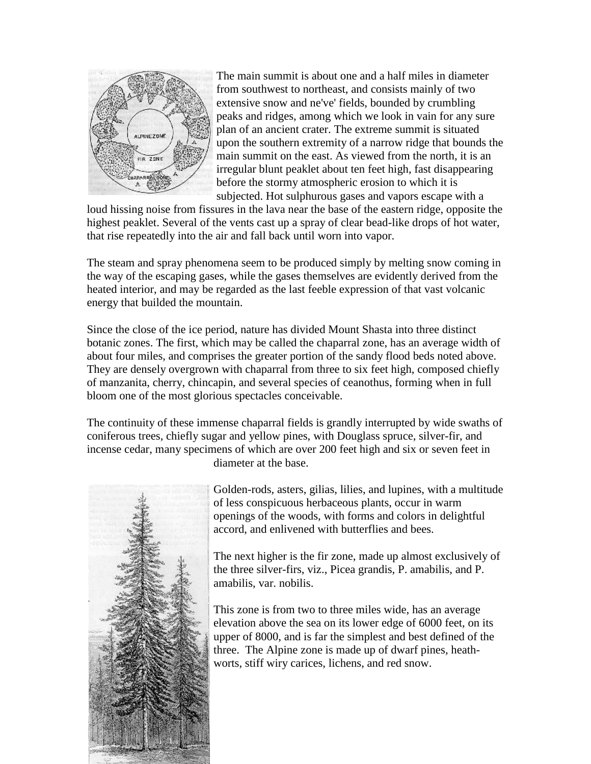The main summit is about one and a half miles in diameter from southwest to northeast, and consists mainly of two extensive snow and ne've' fields, bounded by crumbling peaks and ridges, among which we look in vain for any sure plan of an ancient crater. The extreme summit is situated upon the southern extremity of a narrow ridge that bounds the main summit on the east. As viewed from the north, it is an irregular blunt peaklet about ten feet high, fast disappearing before the stormy atmospheric erosion to which it is subjected. Hot sulphurous gases and vapors escape with a loud hissing noise from fissures in the lava near the base of the eastern ridge, opposite the highest peaklet. Several of the vents cast up a spray of clear bead-like drops of hot water, that rise repeatedly into the air and fall back until worn into vapor.

The steam and spray phenomena seem to be produced simply by melting snow coming in the way of the escaping gases, while the gases themselves are evidently derived from the heated interior, and may be regarded as the last feeble expression of that vast volcanic energy that builded the mountain.

Since the close of the ice period, nature has divided Mount Shasta into three distinct botanic zones. The first, which may be called the chaparral zone, has an average width of about four miles, and comprises the greater portion of the sandy flood beds noted above. They are densely overgrown with chaparral from three to six feet high, composed chiefly of manzanita, cherry, chincapin, and several species of ceanothus, forming when in full bloom one of the most glorious spectacles conceivable.

The continuity of these immense chaparral fields is grandly interrupted by wide swaths of coniferous trees, chiefly sugar and yellow pines, with Douglass spruce, silver-fir, and incense cedar, many specimens of which are over 200 feet high and six or seven feet in diameter at the base.

Golden-rods, asters, gilias, lilies, and lupines, with a multitude of less conspicuous herbaceous plants, occur in warm openings of the woods, with forms and colors in delightful accord, and enlivened with butterflies and bees.

The next higher is the fir zone, made up almost exclusively of the three silver-firs, viz., Picea grandis, P. amabilis, and P. amabilis, var. nobilis.

This zone is from two to three miles wide, has an average elevation above the sea on its lower edge of 6000 feet, on its upper of 8000, and is far the simplest and best defined of the three. The Alpine zone is made up of dwarf pines, heath-worts, stiff wiry carices, lichens, and red snow.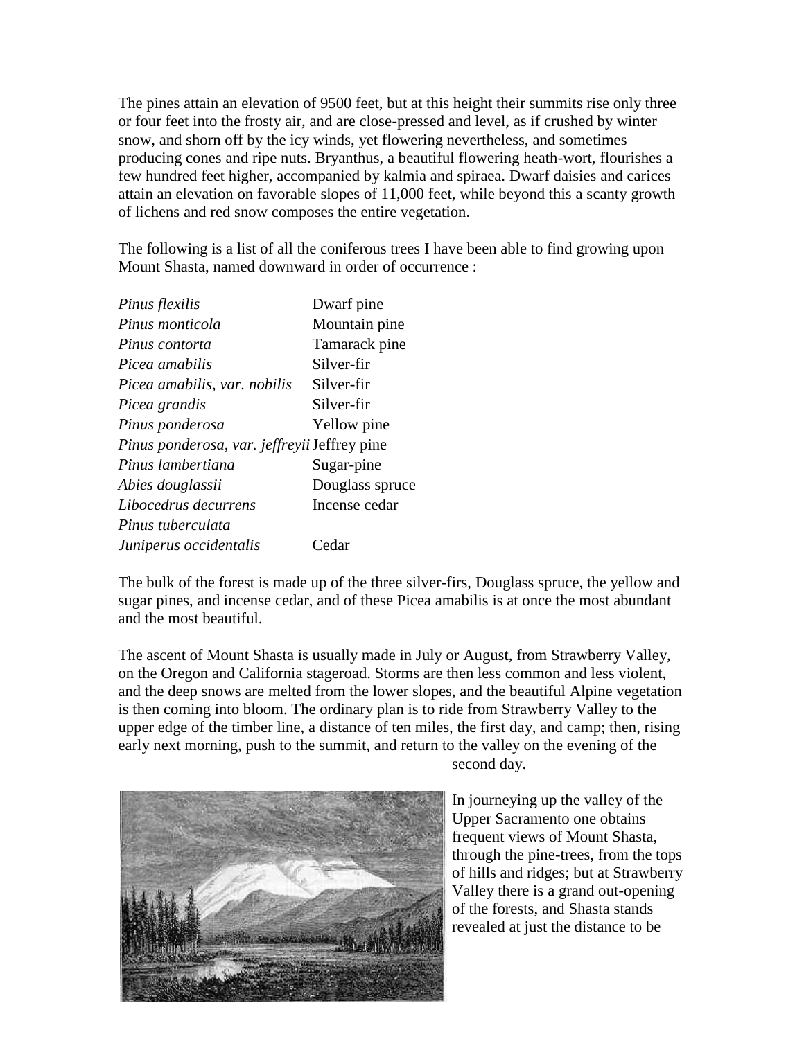The pines attain an elevation of 9500 feet, but at this height their summits rise only three or four feet into the frosty air, and are close-pressed and level, as if crushed by winter snow, and shorn off by the icy winds, yet flowering nevertheless, and sometimes producing cones and ripe nuts. Bryanthus, a beautiful flowering heath-wort, flourishes a few hundred feet higher, accompanied by kalmia and spiraea. Dwarf daisies and carices attain an elevation on favorable slopes of 11,000 feet, while beyond this a scanty growth of lichens and red snow composes the entire vegetation.

The following is a list of all the coniferous trees I have been able to find growing upon Mount Shasta, named downward in order of occurrence :

| | |
|---|---|
| *Pinus flexilis* | Dwarf pine |
| *Pinus monticola* | Mountain pine |
| *Pinus contorta* | Tamarack pine |
| *Picea amabilis* | Silver-fir |
| *Picea amabilis, var. nobilis* | Silver-fir |
| *Picea grandis* | Silver-fir |
| *Pinus ponderosa* | Yellow pine |
| *Pinus ponderosa, var. jeffreyii* | Jeffrey pine |
| *Pinus lambertiana* | Sugar-pine |
| *Abies douglassii* | Douglass spruce |
| *Libocedrus decurrens* | Incense cedar |
| *Pinus tuberculata* | |
| *Juniperus occidentalis* | Cedar |

The bulk of the forest is made up of the three silver-firs, Douglass spruce, the yellow and sugar pines, and incense cedar, and of these Picea amabilis is at once the most abundant and the most beautiful.

The ascent of Mount Shasta is usually made in July or August, from Strawberry Valley, on the Oregon and California stageroad. Storms are then less common and less violent, and the deep snows are melted from the lower slopes, and the beautiful Alpine vegetation is then coming into bloom. The ordinary plan is to ride from Strawberry Valley to the upper edge of the timber line, a distance of ten miles, the first day, and camp; then, rising early next morning, push to the summit, and return to the valley on the evening of the second day.

In journeying up the valley of the Upper Sacramento one obtains frequent views of Mount Shasta, through the pine-trees, from the tops of hills and ridges; but at Strawberry Valley there is a grand out-opening of the forests, and Shasta stands revealed at just the distance to be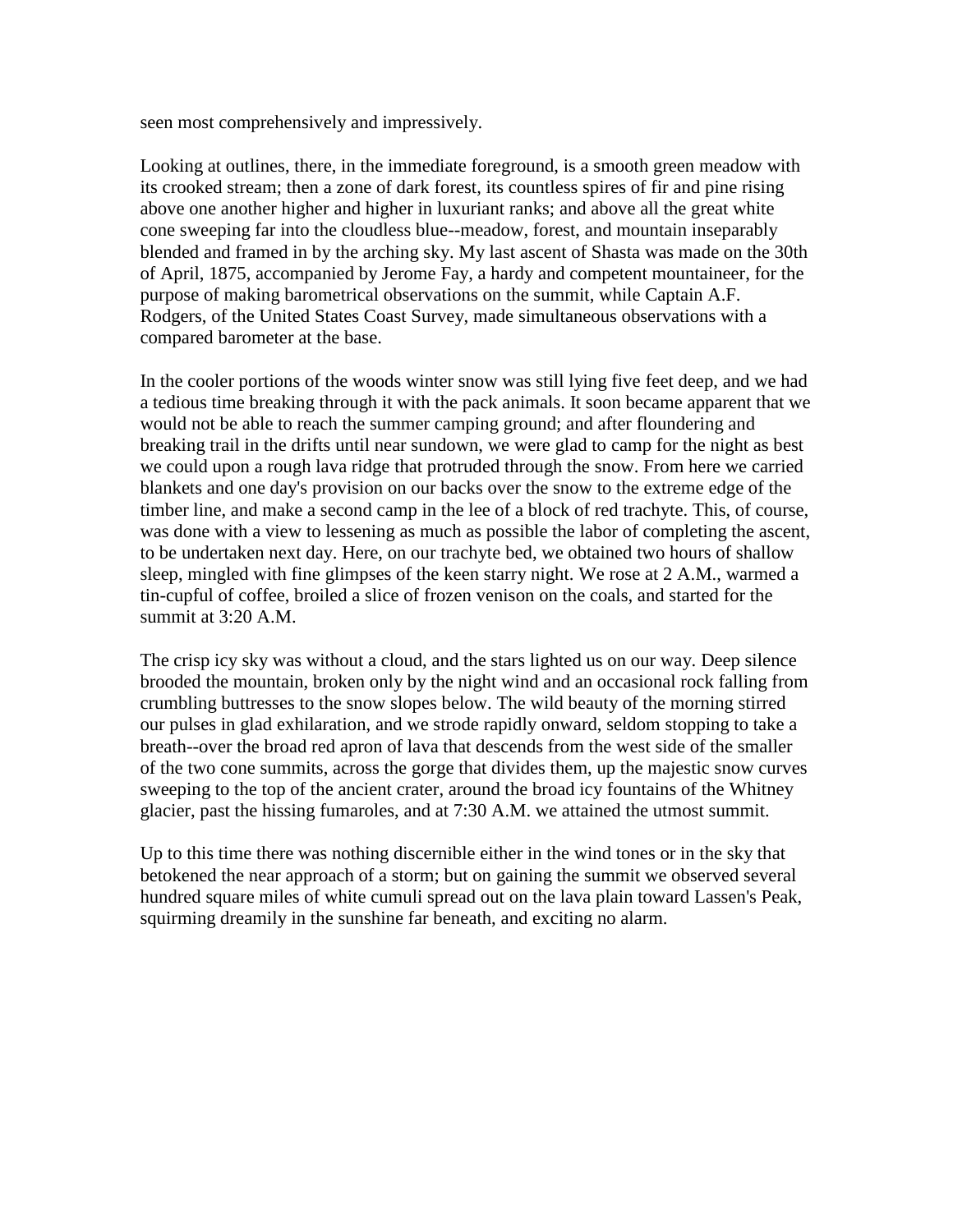seen most comprehensively and impressively.

Looking at outlines, there, in the immediate foreground, is a smooth green meadow with its crooked stream; then a zone of dark forest, its countless spires of fir and pine rising above one another higher and higher in luxuriant ranks; and above all the great white cone sweeping far into the cloudless blue--meadow, forest, and mountain inseparably blended and framed in by the arching sky. My last ascent of Shasta was made on the 30th of April, 1875, accompanied by Jerome Fay, a hardy and competent mountaineer, for the purpose of making barometrical observations on the summit, while Captain A.F. Rodgers, of the United States Coast Survey, made simultaneous observations with a compared barometer at the base.

In the cooler portions of the woods winter snow was still lying five feet deep, and we had a tedious time breaking through it with the pack animals. It soon became apparent that we would not be able to reach the summer camping ground; and after floundering and breaking trail in the drifts until near sundown, we were glad to camp for the night as best we could upon a rough lava ridge that protruded through the snow. From here we carried blankets and one day's provision on our backs over the snow to the extreme edge of the timber line, and make a second camp in the lee of a block of red trachyte. This, of course, was done with a view to lessening as much as possible the labor of completing the ascent, to be undertaken next day. Here, on our trachyte bed, we obtained two hours of shallow sleep, mingled with fine glimpses of the keen starry night. We rose at 2 A.M., warmed a tin-cupful of coffee, broiled a slice of frozen venison on the coals, and started for the summit at 3:20 A.M.

The crisp icy sky was without a cloud, and the stars lighted us on our way. Deep silence brooded the mountain, broken only by the night wind and an occasional rock falling from crumbling buttresses to the snow slopes below. The wild beauty of the morning stirred our pulses in glad exhilaration, and we strode rapidly onward, seldom stopping to take a breath--over the broad red apron of lava that descends from the west side of the smaller of the two cone summits, across the gorge that divides them, up the majestic snow curves sweeping to the top of the ancient crater, around the broad icy fountains of the Whitney glacier, past the hissing fumaroles, and at 7:30 A.M. we attained the utmost summit.

Up to this time there was nothing discernible either in the wind tones or in the sky that betokened the near approach of a storm; but on gaining the summit we observed several hundred square miles of white cumuli spread out on the lava plain toward Lassen's Peak, squirming dreamily in the sunshine far beneath, and exciting no alarm.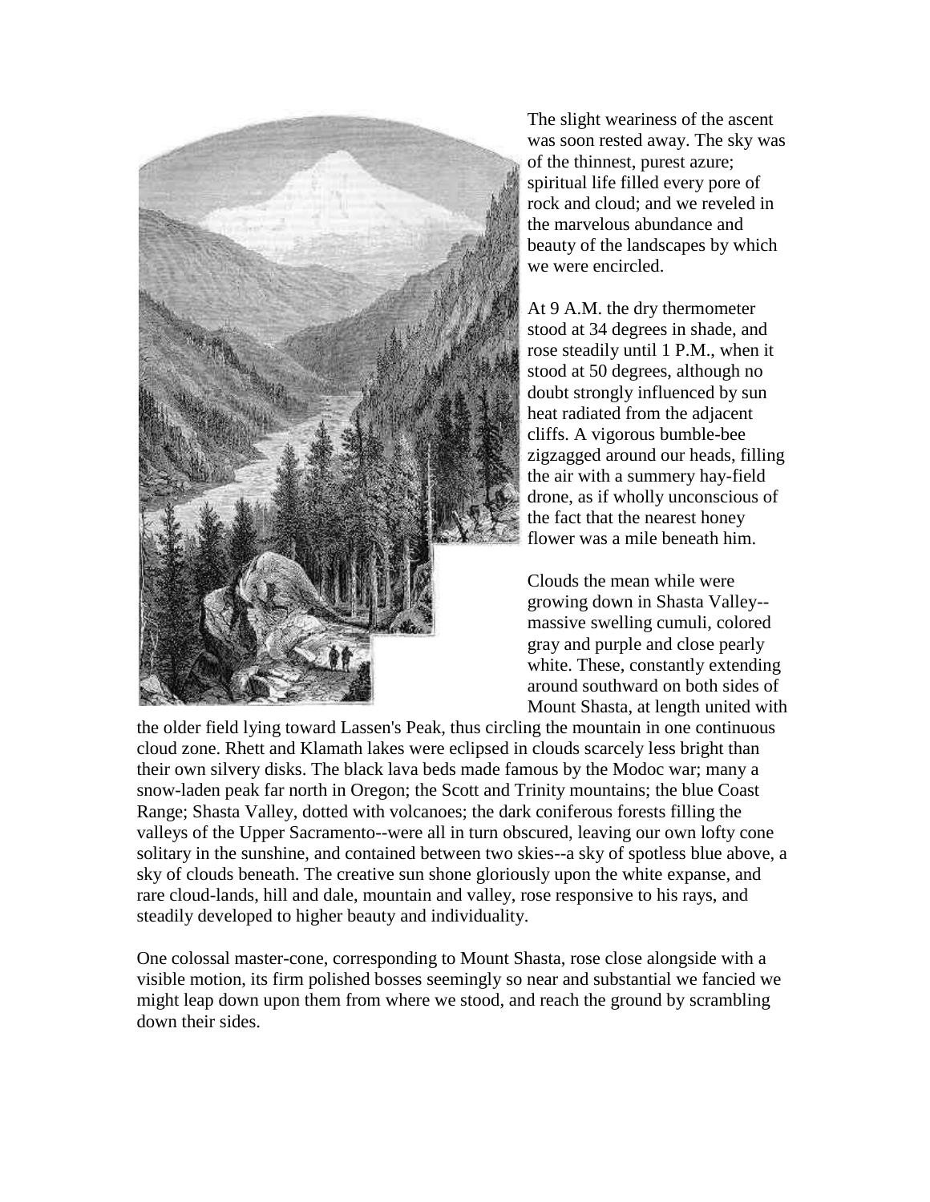The slight weariness of the ascent was soon rested away. The sky was of the thinnest, purest azure; spiritual life filled every pore of rock and cloud; and we reveled in the marvelous abundance and beauty of the landscapes by which we were encircled.

At 9 A.M. the dry thermometer stood at 34 degrees in shade, and rose steadily until 1 P.M., when it stood at 50 degrees, although no doubt strongly influenced by sun heat radiated from the adjacent cliffs. A vigorous bumble-bee zigzagged around our heads, filling the air with a summery hay-field drone, as if wholly unconscious of the fact that the nearest honey flower was a mile beneath him.

Clouds the mean while were growing down in Shasta Valley--massive swelling cumuli, colored gray and purple and close pearly white. These, constantly extending around southward on both sides of Mount Shasta, at length united with the older field lying toward Lassen's Peak, thus circling the mountain in one continuous cloud zone. Rhett and Klamath lakes were eclipsed in clouds scarcely less bright than their own silvery disks. The black lava beds made famous by the Modoc war; many a snow-laden peak far north in Oregon; the Scott and Trinity mountains; the blue Coast Range; Shasta Valley, dotted with volcanoes; the dark coniferous forests filling the valleys of the Upper Sacramento--were all in turn obscured, leaving our own lofty cone solitary in the sunshine, and contained between two skies--a sky of spotless blue above, a sky of clouds beneath. The creative sun shone gloriously upon the white expanse, and rare cloud-lands, hill and dale, mountain and valley, rose responsive to his rays, and steadily developed to higher beauty and individuality.

One colossal master-cone, corresponding to Mount Shasta, rose close alongside with a visible motion, its firm polished bosses seemingly so near and substantial we fancied we might leap down upon them from where we stood, and reach the ground by scrambling down their sides.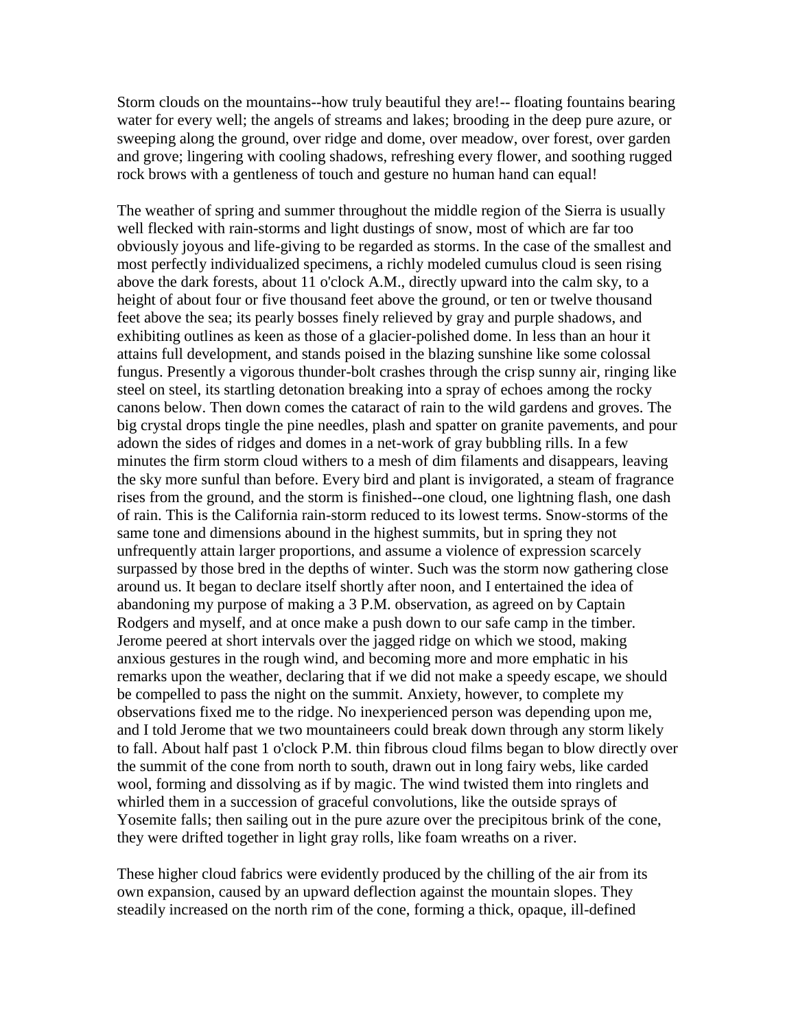Storm clouds on the mountains--how truly beautiful they are!-- floating fountains bearing water for every well; the angels of streams and lakes; brooding in the deep pure azure, or sweeping along the ground, over ridge and dome, over meadow, over forest, over garden and grove; lingering with cooling shadows, refreshing every flower, and soothing rugged rock brows with a gentleness of touch and gesture no human hand can equal!

The weather of spring and summer throughout the middle region of the Sierra is usually well flecked with rain-storms and light dustings of snow, most of which are far too obviously joyous and life-giving to be regarded as storms. In the case of the smallest and most perfectly individualized specimens, a richly modeled cumulus cloud is seen rising above the dark forests, about 11 o'clock A.M., directly upward into the calm sky, to a height of about four or five thousand feet above the ground, or ten or twelve thousand feet above the sea; its pearly bosses finely relieved by gray and purple shadows, and exhibiting outlines as keen as those of a glacier-polished dome. In less than an hour it attains full development, and stands poised in the blazing sunshine like some colossal fungus. Presently a vigorous thunder-bolt crashes through the crisp sunny air, ringing like steel on steel, its startling detonation breaking into a spray of echoes among the rocky canons below. Then down comes the cataract of rain to the wild gardens and groves. The big crystal drops tingle the pine needles, plash and spatter on granite pavements, and pour adown the sides of ridges and domes in a net-work of gray bubbling rills. In a few minutes the firm storm cloud withers to a mesh of dim filaments and disappears, leaving the sky more sunful than before. Every bird and plant is invigorated, a steam of fragrance rises from the ground, and the storm is finished--one cloud, one lightning flash, one dash of rain. This is the California rain-storm reduced to its lowest terms. Snow-storms of the same tone and dimensions abound in the highest summits, but in spring they not unfrequently attain larger proportions, and assume a violence of expression scarcely surpassed by those bred in the depths of winter. Such was the storm now gathering close around us. It began to declare itself shortly after noon, and I entertained the idea of abandoning my purpose of making a 3 P.M. observation, as agreed on by Captain Rodgers and myself, and at once make a push down to our safe camp in the timber. Jerome peered at short intervals over the jagged ridge on which we stood, making anxious gestures in the rough wind, and becoming more and more emphatic in his remarks upon the weather, declaring that if we did not make a speedy escape, we should be compelled to pass the night on the summit. Anxiety, however, to complete my observations fixed me to the ridge. No inexperienced person was depending upon me, and I told Jerome that we two mountaineers could break down through any storm likely to fall. About half past 1 o'clock P.M. thin fibrous cloud films began to blow directly over the summit of the cone from north to south, drawn out in long fairy webs, like carded wool, forming and dissolving as if by magic. The wind twisted them into ringlets and whirled them in a succession of graceful convolutions, like the outside sprays of Yosemite falls; then sailing out in the pure azure over the precipitous brink of the cone, they were drifted together in light gray rolls, like foam wreaths on a river.

These higher cloud fabrics were evidently produced by the chilling of the air from its own expansion, caused by an upward deflection against the mountain slopes. They steadily increased on the north rim of the cone, forming a thick, opaque, ill-defined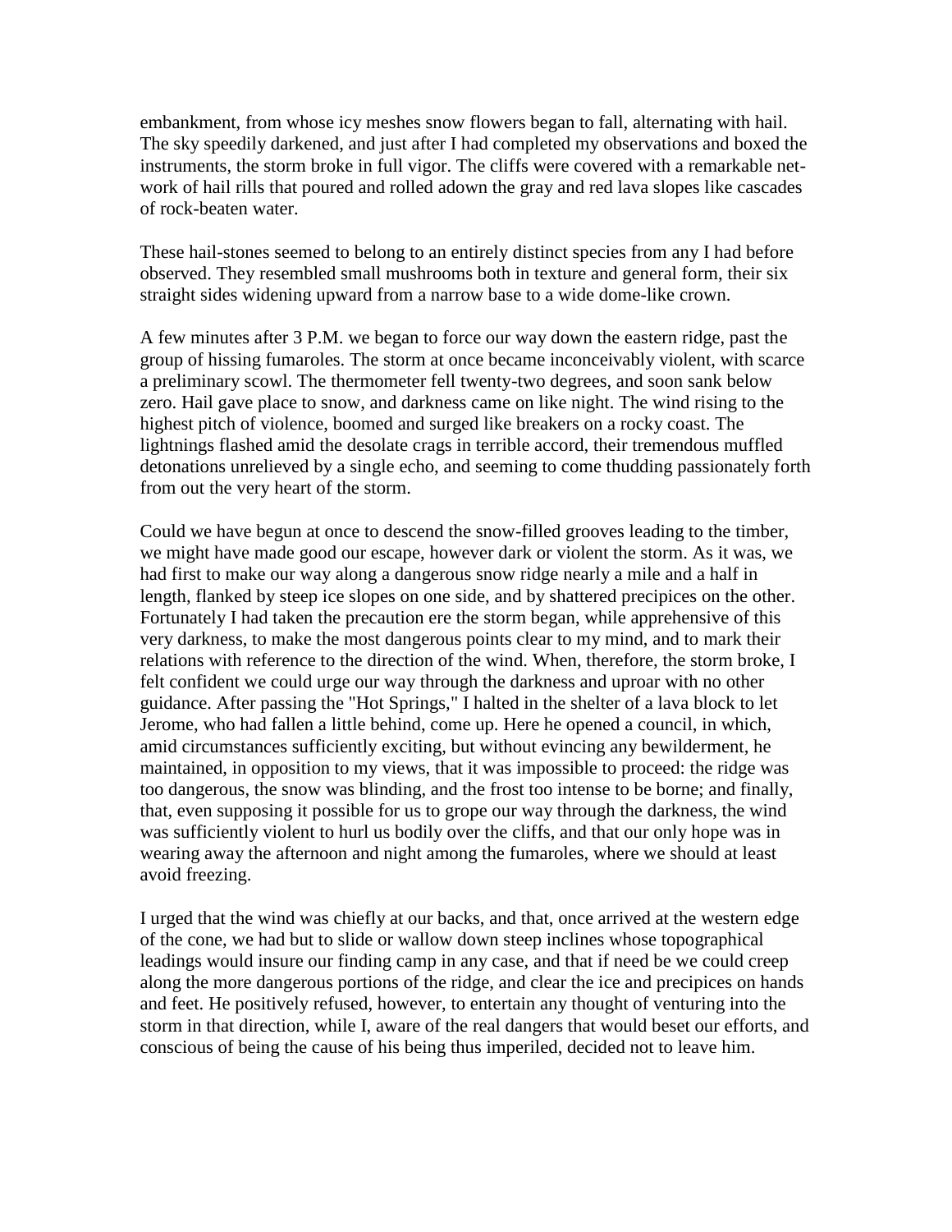embankment, from whose icy meshes snow flowers began to fall, alternating with hail. The sky speedily darkened, and just after I had completed my observations and boxed the instruments, the storm broke in full vigor. The cliffs were covered with a remarkable net-work of hail rills that poured and rolled adown the gray and red lava slopes like cascades of rock-beaten water.

These hail-stones seemed to belong to an entirely distinct species from any I had before observed. They resembled small mushrooms both in texture and general form, their six straight sides widening upward from a narrow base to a wide dome-like crown.

A few minutes after 3 P.M. we began to force our way down the eastern ridge, past the group of hissing fumaroles. The storm at once became inconceivably violent, with scarce a preliminary scowl. The thermometer fell twenty-two degrees, and soon sank below zero. Hail gave place to snow, and darkness came on like night. The wind rising to the highest pitch of violence, boomed and surged like breakers on a rocky coast. The lightnings flashed amid the desolate crags in terrible accord, their tremendous muffled detonations unrelieved by a single echo, and seeming to come thudding passionately forth from out the very heart of the storm.

Could we have begun at once to descend the snow-filled grooves leading to the timber, we might have made good our escape, however dark or violent the storm. As it was, we had first to make our way along a dangerous snow ridge nearly a mile and a half in length, flanked by steep ice slopes on one side, and by shattered precipices on the other. Fortunately I had taken the precaution ere the storm began, while apprehensive of this very darkness, to make the most dangerous points clear to my mind, and to mark their relations with reference to the direction of the wind. When, therefore, the storm broke, I felt confident we could urge our way through the darkness and uproar with no other guidance. After passing the "Hot Springs," I halted in the shelter of a lava block to let Jerome, who had fallen a little behind, come up. Here he opened a council, in which, amid circumstances sufficiently exciting, but without evincing any bewilderment, he maintained, in opposition to my views, that it was impossible to proceed: the ridge was too dangerous, the snow was blinding, and the frost too intense to be borne; and finally, that, even supposing it possible for us to grope our way through the darkness, the wind was sufficiently violent to hurl us bodily over the cliffs, and that our only hope was in wearing away the afternoon and night among the fumaroles, where we should at least avoid freezing.

I urged that the wind was chiefly at our backs, and that, once arrived at the western edge of the cone, we had but to slide or wallow down steep inclines whose topographical leadings would insure our finding camp in any case, and that if need be we could creep along the more dangerous portions of the ridge, and clear the ice and precipices on hands and feet. He positively refused, however, to entertain any thought of venturing into the storm in that direction, while I, aware of the real dangers that would beset our efforts, and conscious of being the cause of his being thus imperiled, decided not to leave him.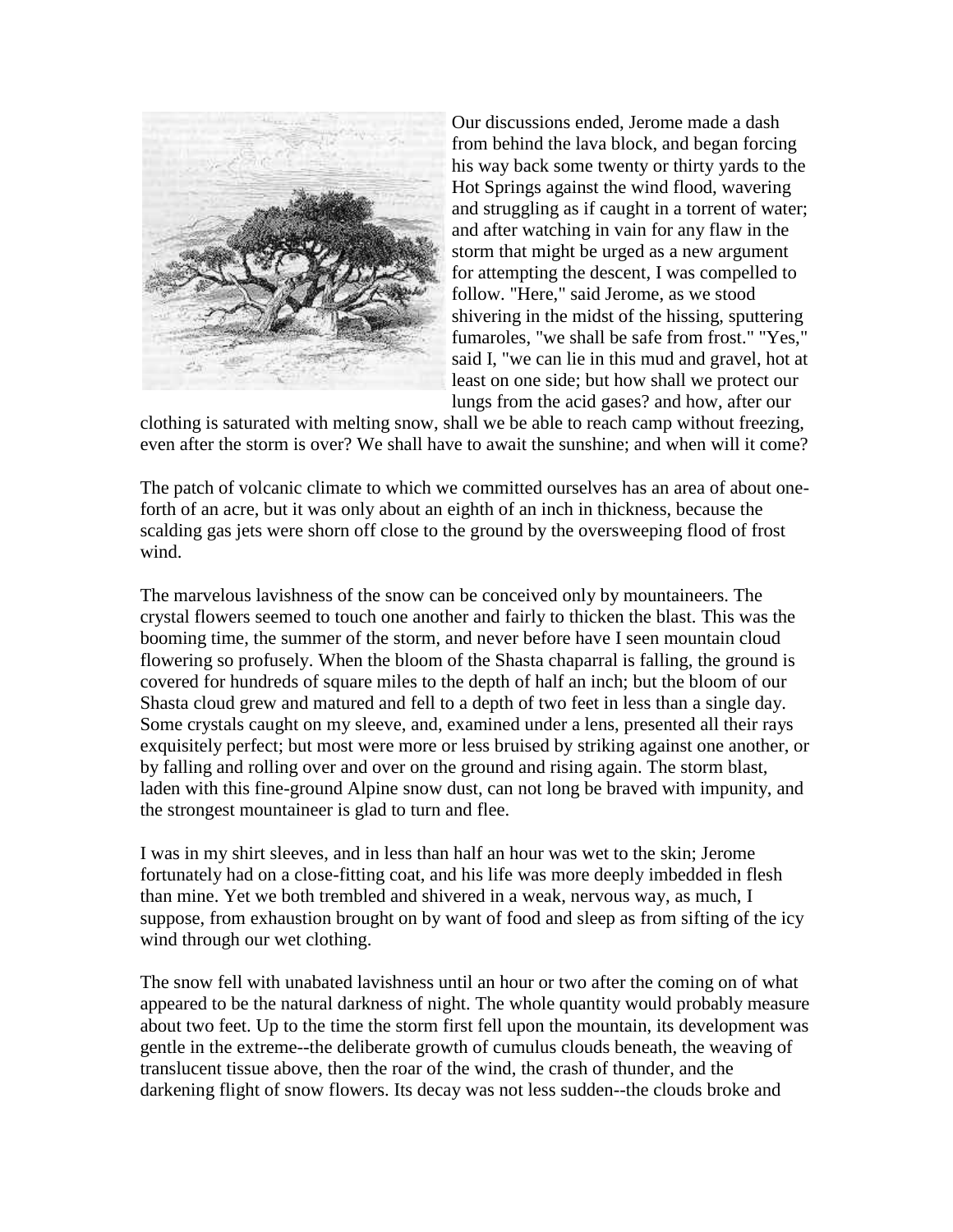Our discussions ended, Jerome made a dash from behind the lava block, and began forcing his way back some twenty or thirty yards to the Hot Springs against the wind flood, wavering and struggling as if caught in a torrent of water; and after watching in vain for any flaw in the storm that might be urged as a new argument for attempting the descent, I was compelled to follow. "Here," said Jerome, as we stood shivering in the midst of the hissing, sputtering fumaroles, "we shall be safe from frost." "Yes," said I, "we can lie in this mud and gravel, hot at least on one side; but how shall we protect our lungs from the acid gases? and how, after our clothing is saturated with melting snow, shall we be able to reach camp without freezing, even after the storm is over? We shall have to await the sunshine; and when will it come?

The patch of volcanic climate to which we committed ourselves has an area of about one-forth of an acre, but it was only about an eighth of an inch in thickness, because the scalding gas jets were shorn off close to the ground by the oversweeping flood of frost wind.

The marvelous lavishness of the snow can be conceived only by mountaineers. The crystal flowers seemed to touch one another and fairly to thicken the blast. This was the booming time, the summer of the storm, and never before have I seen mountain cloud flowering so profusely. When the bloom of the Shasta chaparral is falling, the ground is covered for hundreds of square miles to the depth of half an inch; but the bloom of our Shasta cloud grew and matured and fell to a depth of two feet in less than a single day. Some crystals caught on my sleeve, and, examined under a lens, presented all their rays exquisitely perfect; but most were more or less bruised by striking against one another, or by falling and rolling over and over on the ground and rising again. The storm blast, laden with this fine-ground Alpine snow dust, can not long be braved with impunity, and the strongest mountaineer is glad to turn and flee.

I was in my shirt sleeves, and in less than half an hour was wet to the skin; Jerome fortunately had on a close-fitting coat, and his life was more deeply imbedded in flesh than mine. Yet we both trembled and shivered in a weak, nervous way, as much, I suppose, from exhaustion brought on by want of food and sleep as from sifting of the icy wind through our wet clothing.

The snow fell with unabated lavishness until an hour or two after the coming on of what appeared to be the natural darkness of night. The whole quantity would probably measure about two feet. Up to the time the storm first fell upon the mountain, its development was gentle in the extreme--the deliberate growth of cumulus clouds beneath, the weaving of translucent tissue above, then the roar of the wind, the crash of thunder, and the darkening flight of snow flowers. Its decay was not less sudden--the clouds broke and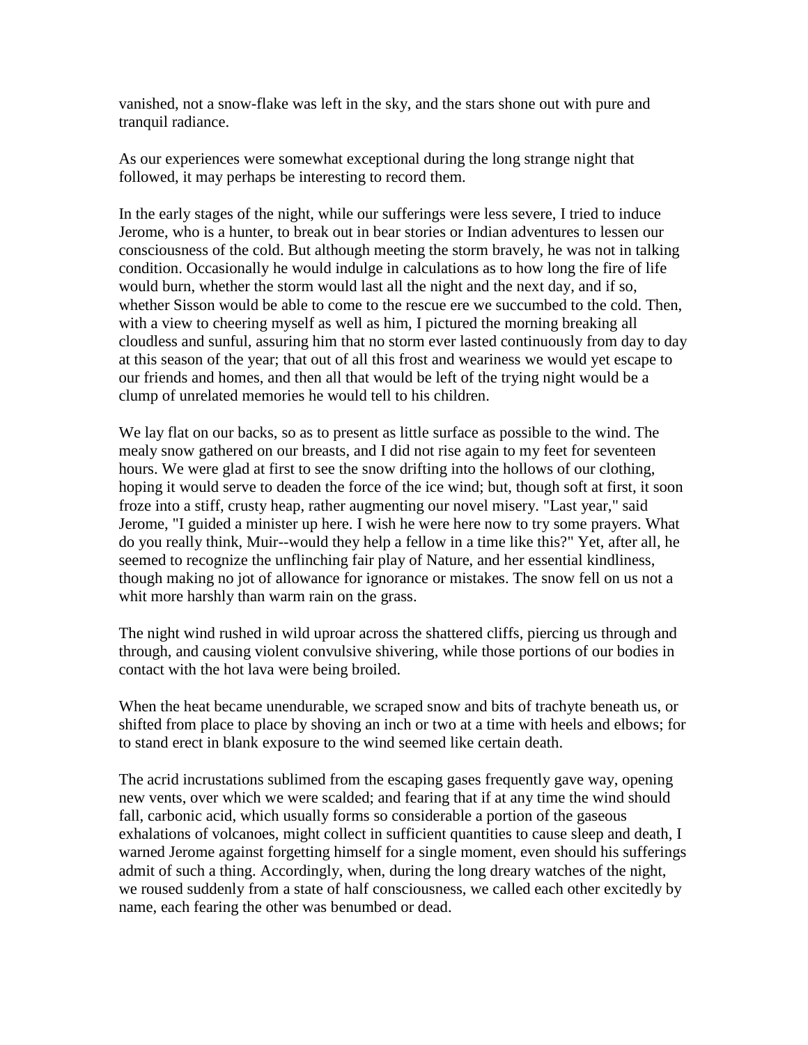vanished, not a snow-flake was left in the sky, and the stars shone out with pure and tranquil radiance.

As our experiences were somewhat exceptional during the long strange night that followed, it may perhaps be interesting to record them.

In the early stages of the night, while our sufferings were less severe, I tried to induce Jerome, who is a hunter, to break out in bear stories or Indian adventures to lessen our consciousness of the cold. But although meeting the storm bravely, he was not in talking condition. Occasionally he would indulge in calculations as to how long the fire of life would burn, whether the storm would last all the night and the next day, and if so, whether Sisson would be able to come to the rescue ere we succumbed to the cold. Then, with a view to cheering myself as well as him, I pictured the morning breaking all cloudless and sunful, assuring him that no storm ever lasted continuously from day to day at this season of the year; that out of all this frost and weariness we would yet escape to our friends and homes, and then all that would be left of the trying night would be a clump of unrelated memories he would tell to his children.

We lay flat on our backs, so as to present as little surface as possible to the wind. The mealy snow gathered on our breasts, and I did not rise again to my feet for seventeen hours. We were glad at first to see the snow drifting into the hollows of our clothing, hoping it would serve to deaden the force of the ice wind; but, though soft at first, it soon froze into a stiff, crusty heap, rather augmenting our novel misery. "Last year," said Jerome, "I guided a minister up here. I wish he were here now to try some prayers. What do you really think, Muir--would they help a fellow in a time like this?" Yet, after all, he seemed to recognize the unflinching fair play of Nature, and her essential kindliness, though making no jot of allowance for ignorance or mistakes. The snow fell on us not a whit more harshly than warm rain on the grass.

The night wind rushed in wild uproar across the shattered cliffs, piercing us through and through, and causing violent convulsive shivering, while those portions of our bodies in contact with the hot lava were being broiled.

When the heat became unendurable, we scraped snow and bits of trachyte beneath us, or shifted from place to place by shoving an inch or two at a time with heels and elbows; for to stand erect in blank exposure to the wind seemed like certain death.

The acrid incrustations sublimed from the escaping gases frequently gave way, opening new vents, over which we were scalded; and fearing that if at any time the wind should fall, carbonic acid, which usually forms so considerable a portion of the gaseous exhalations of volcanoes, might collect in sufficient quantities to cause sleep and death, I warned Jerome against forgetting himself for a single moment, even should his sufferings admit of such a thing. Accordingly, when, during the long dreary watches of the night, we roused suddenly from a state of half consciousness, we called each other excitedly by name, each fearing the other was benumbed or dead.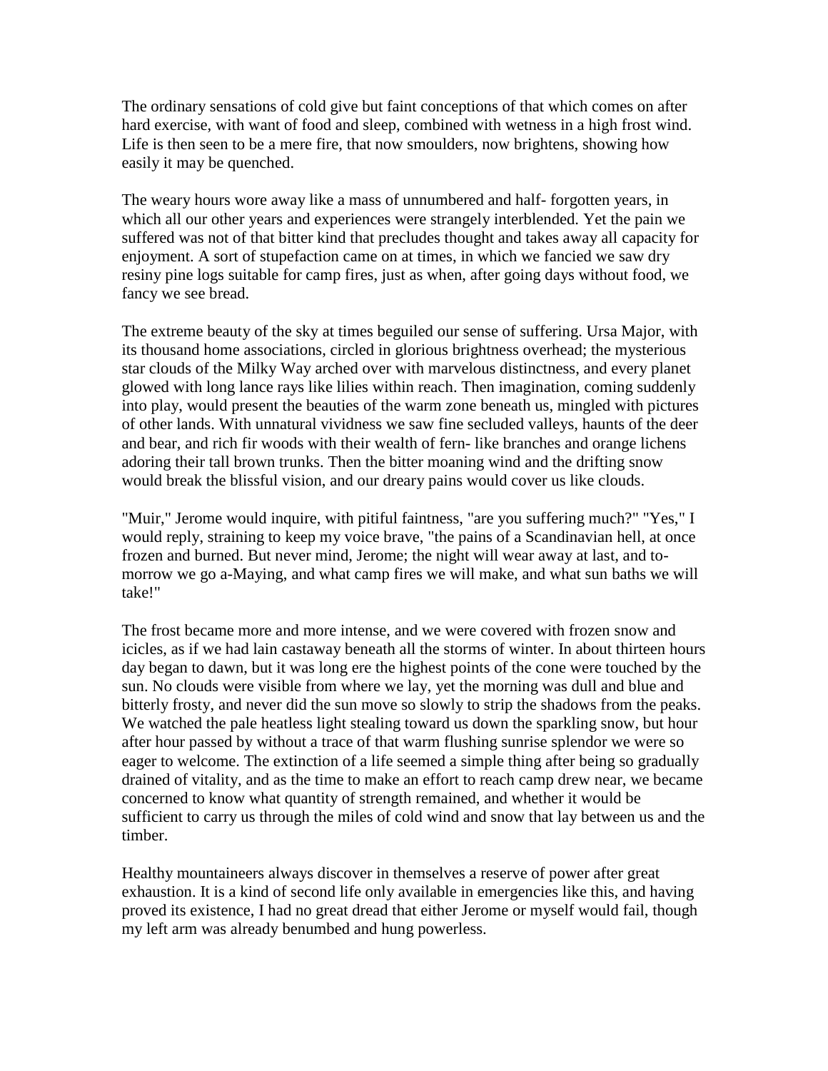The ordinary sensations of cold give but faint conceptions of that which comes on after hard exercise, with want of food and sleep, combined with wetness in a high frost wind. Life is then seen to be a mere fire, that now smoulders, now brightens, showing how easily it may be quenched.

The weary hours wore away like a mass of unnumbered and half- forgotten years, in which all our other years and experiences were strangely interblended. Yet the pain we suffered was not of that bitter kind that precludes thought and takes away all capacity for enjoyment. A sort of stupefaction came on at times, in which we fancied we saw dry resiny pine logs suitable for camp fires, just as when, after going days without food, we fancy we see bread.

The extreme beauty of the sky at times beguiled our sense of suffering. Ursa Major, with its thousand home associations, circled in glorious brightness overhead; the mysterious star clouds of the Milky Way arched over with marvelous distinctness, and every planet glowed with long lance rays like lilies within reach. Then imagination, coming suddenly into play, would present the beauties of the warm zone beneath us, mingled with pictures of other lands. With unnatural vividness we saw fine secluded valleys, haunts of the deer and bear, and rich fir woods with their wealth of fern- like branches and orange lichens adoring their tall brown trunks. Then the bitter moaning wind and the drifting snow would break the blissful vision, and our dreary pains would cover us like clouds.

"Muir," Jerome would inquire, with pitiful faintness, "are you suffering much?" "Yes," I would reply, straining to keep my voice brave, "the pains of a Scandinavian hell, at once frozen and burned. But never mind, Jerome; the night will wear away at last, and to-morrow we go a-Maying, and what camp fires we will make, and what sun baths we will take!"

The frost became more and more intense, and we were covered with frozen snow and icicles, as if we had lain castaway beneath all the storms of winter. In about thirteen hours day began to dawn, but it was long ere the highest points of the cone were touched by the sun. No clouds were visible from where we lay, yet the morning was dull and blue and bitterly frosty, and never did the sun move so slowly to strip the shadows from the peaks. We watched the pale heatless light stealing toward us down the sparkling snow, but hour after hour passed by without a trace of that warm flushing sunrise splendor we were so eager to welcome. The extinction of a life seemed a simple thing after being so gradually drained of vitality, and as the time to make an effort to reach camp drew near, we became concerned to know what quantity of strength remained, and whether it would be sufficient to carry us through the miles of cold wind and snow that lay between us and the timber.

Healthy mountaineers always discover in themselves a reserve of power after great exhaustion. It is a kind of second life only available in emergencies like this, and having proved its existence, I had no great dread that either Jerome or myself would fail, though my left arm was already benumbed and hung powerless.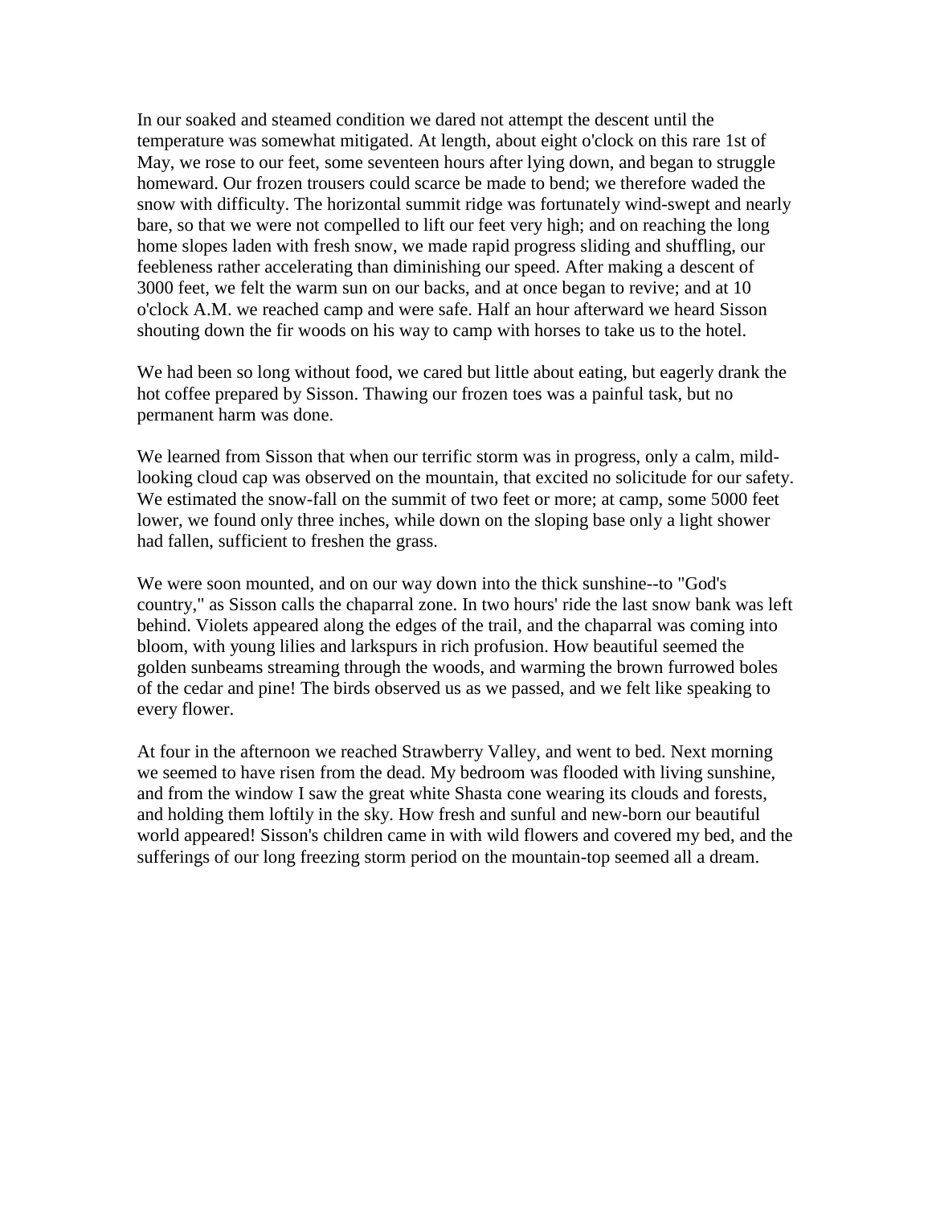In our soaked and steamed condition we dared not attempt the descent until the temperature was somewhat mitigated. At length, about eight o'clock on this rare 1st of May, we rose to our feet, some seventeen hours after lying down, and began to struggle homeward. Our frozen trousers could scarce be made to bend; we therefore waded the snow with difficulty. The horizontal summit ridge was fortunately wind-swept and nearly bare, so that we were not compelled to lift our feet very high; and on reaching the long home slopes laden with fresh snow, we made rapid progress sliding and shuffling, our feebleness rather accelerating than diminishing our speed. After making a descent of 3000 feet, we felt the warm sun on our backs, and at once began to revive; and at 10 o'clock A.M. we reached camp and were safe. Half an hour afterward we heard Sisson shouting down the fir woods on his way to camp with horses to take us to the hotel.

We had been so long without food, we cared but little about eating, but eagerly drank the hot coffee prepared by Sisson. Thawing our frozen toes was a painful task, but no permanent harm was done.

We learned from Sisson that when our terrific storm was in progress, only a calm, mild-looking cloud cap was observed on the mountain, that excited no solicitude for our safety. We estimated the snow-fall on the summit of two feet or more; at camp, some 5000 feet lower, we found only three inches, while down on the sloping base only a light shower had fallen, sufficient to freshen the grass.

We were soon mounted, and on our way down into the thick sunshine--to "God's country," as Sisson calls the chaparral zone. In two hours' ride the last snow bank was left behind. Violets appeared along the edges of the trail, and the chaparral was coming into bloom, with young lilies and larkspurs in rich profusion. How beautiful seemed the golden sunbeams streaming through the woods, and warming the brown furrowed boles of the cedar and pine! The birds observed us as we passed, and we felt like speaking to every flower.

At four in the afternoon we reached Strawberry Valley, and went to bed. Next morning we seemed to have risen from the dead. My bedroom was flooded with living sunshine, and from the window I saw the great white Shasta cone wearing its clouds and forests, and holding them loftily in the sky. How fresh and sunful and new-born our beautiful world appeared! Sisson's children came in with wild flowers and covered my bed, and the sufferings of our long freezing storm period on the mountain-top seemed all a dream.